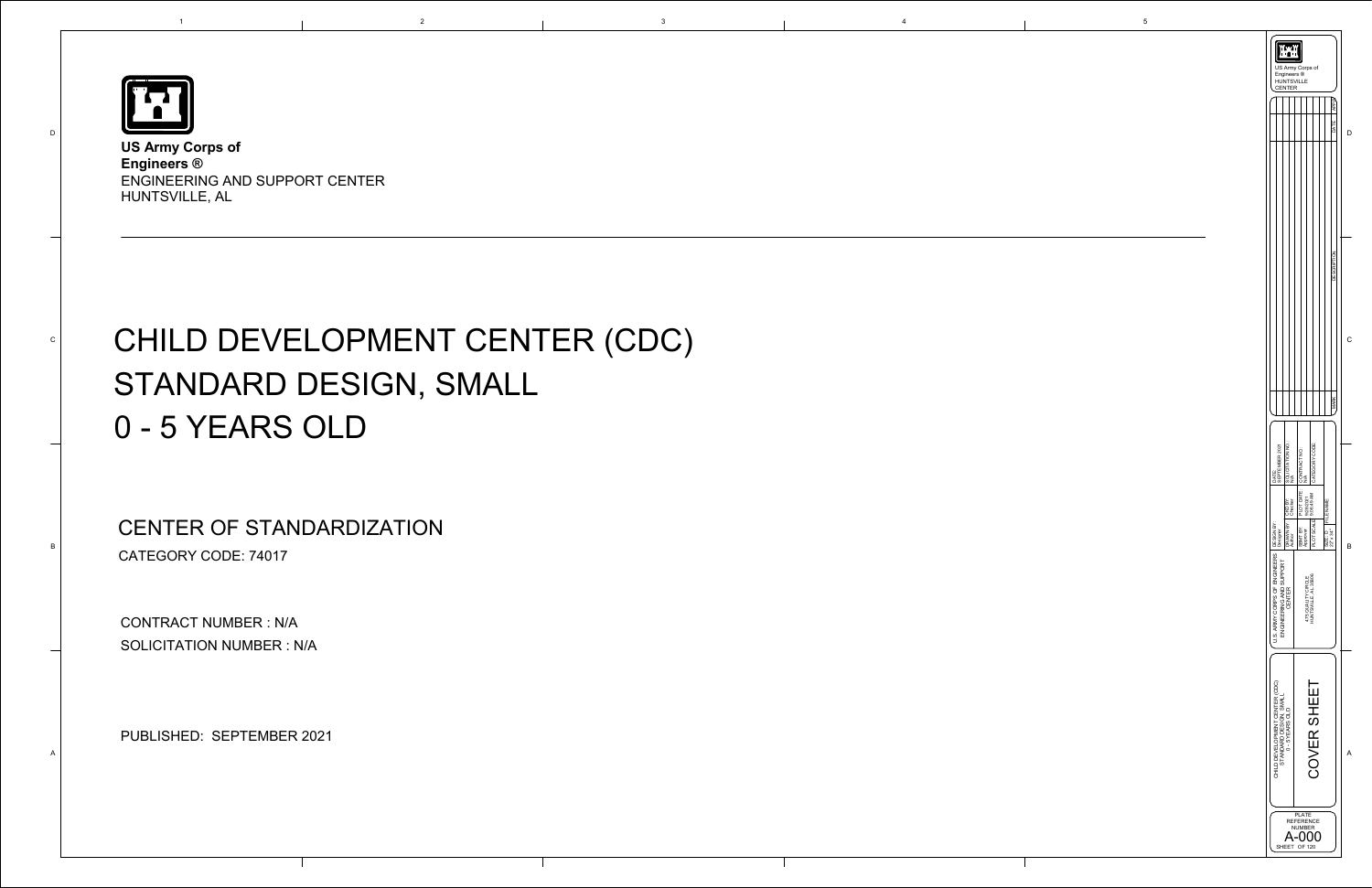**US Army Corps of Engineers ®**
ENGINEERING AND SUPPORT CENTER
HUNTSVILLE, AL

# CHILD DEVELOPMENT CENTER (CDC)
# STANDARD DESIGN, SMALL
# 0 - 5 YEARS OLD

## CENTER OF STANDARDIZATION

CATEGORY CODE: 74017

CONTRACT NUMBER : N/A

SOLICITATION NUMBER : N/A

PUBLISHED: SEPTEMBER 2021

US Army Corps of Engineers ®
HUNTSVILLE CENTER

| MARK | DESCRIPTION | DATE | APPR. |
|---|---|---|---|
| | | | |

U.S. ARMY CORPS OF ENGINEERS
ENGINEERING AND SUPPORT CENTER
4820 UNIVERSITY SQUARE
HUNTSVILLE, AL 35816

| DESIGN BY: Designer | CKD BY: Checker | DATE: SEPTEMBER 2021 |
|---|---|---|
| DRAWN BY: Author | | SOLICITATION NO.: N/A |
| SBMT BY: Approver | PLOT DATE: 10/20/2021 9:06:48 AM | CONTRACT NO.: N/A |
| PLOT SCALE: | | CATEGORY CODE: |
| SIZE: D 22" x 34" | FILE NAME: | |

CHILD DEVELOPMENT CENTER (CDC)
STANDARD DESIGN, SMALL
0 - 5 YEARS OLD

COVER SHEET

PLATE REFERENCE NUMBER
A-000
SHEET OF 120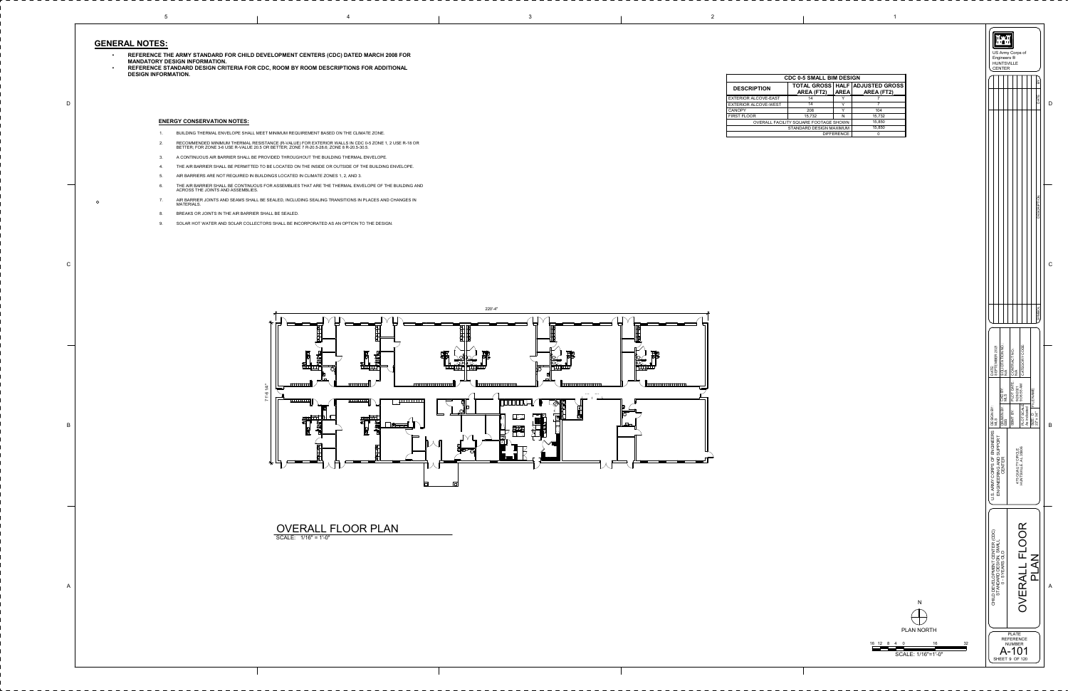## GENERAL NOTES:

- REFERENCE THE ARMY STANDARD FOR CHILD DEVELOPMENT CENTERS (CDC) DATED MARCH 2008 FOR MANDATORY DESIGN INFORMATION.
- REFERENCE STANDARD DESIGN CRITERIA FOR CDC, ROOM BY ROOM DESCRIPTIONS FOR ADDITIONAL DESIGN INFORMATION.

### ENERGY CONSERVATION NOTES:

1. BUILDING THERMAL ENVELOPE SHALL MEET MINIMUM REQUIREMENT BASED ON THE CLIMATE ZONE.
2. RECOMMENDED MINIMUM THERMAL RESISTANCE (R-VALUE) FOR EXTERIOR WALLS IN CDC 0-5 ZONE 1, 2 USE R-18 OR BETTER; FOR ZONE 3-6 USE R-VALUE 20.5 OR BETTER; ZONE 7 R-20.5-28.6; ZONE 8 R-20.5-30.5.
3. A CONTINUOUS AIR BARRIER SHALL BE PROVIDED THROUGHOUT THE BUILDING THERMAL ENVELOPE.
4. THE AIR BARRIER SHALL BE PERMITTED TO BE LOCATED ON THE INSIDE OR OUTSIDE OF THE BUILDING ENVELOPE.
5. AIR BARRIERS ARE NOT REQUIRED IN BUILDINGS LOCATED IN CLIMATE ZONES 1, 2, AND 3.
6. THE AIR BARRIER SHALL BE CONTINUOUS FOR ASSEMBLIES THAT ARE THE THERMAL ENVELOPE OF THE BUILDING AND ACROSS THE JOINTS AND ASSEMBLIES.
7. AIR BARRIER JOINTS AND SEAMS SHALL BE SEALED, INCLUDING SEALING TRANSITIONS IN PLACES AND CHANGES IN MATERIALS.
8. BREAKS OR JOINTS IN THE AIR BARRIER SHALL BE SEALED.
9. SOLAR HOT WATER AND SOLAR COLLECTORS SHALL BE INCORPORATED AS AN OPTION TO THE DESIGN.

| CDC 0-5 SMALL BIM DESIGN | | | |
|---|---|---|---|
| DESCRIPTION | TOTAL GROSS AREA (FT2) | HALF AREA | ADJUSTED GROSS AREA (FT2) |
| EXTERIOR ALCOVE-EAST | 14 | Y | 7 |
| EXTERIOR ALCOVE-WEST | 14 | Y | 7 |
| CANOPY | 208 | Y | 104 |
| FIRST FLOOR | 15,732 | N | 15,732 |
| OVERALL FACILITY SQUARE FOOTAGE SHOWN | | | 15,850 |
| STANDARD DESIGN MAXIMUM | | | 15,850 |
| DIFFERENCE | | | 0 |

220'-4"

71'-6 1/8"

## OVERALL FLOOR PLAN

SCALE: 1/16" = 1'-0"

N

PLAN NORTH

16 12 8 4 0 16 32

SCALE: 1/16"=1'-0"

US Army Corps of Engineers®
HUNTSVILLE CENTER

SYMBOL | DESCRIPTION | DATE | BY

DATE: SEPTEMBER 2008
SOLICITATION NO.: N/A
CONTRACT NO.: N/A
CATEGORY CODE:

DESIGN BY: | DRAWN BY: | CKD BY: | SBMT BY: | PLOT DATE: | PLOT SCALE: | SIZE: D | FILE NAME:

U.S. ARMY CORPS OF ENGINEERS
ENGINEERING AND SUPPORT CENTER

4820 UNIVERSITY SQUARE
HUNTSVILLE, AL 35816

CHILD DEVELOPMENT CENTER (CDC)
STANDARD DESIGN SMALL
0 - 5 YEARS OLD

OVERALL FLOOR PLAN

PLATE REFERENCE NUMBER
A-101
SHEET 9 OF 120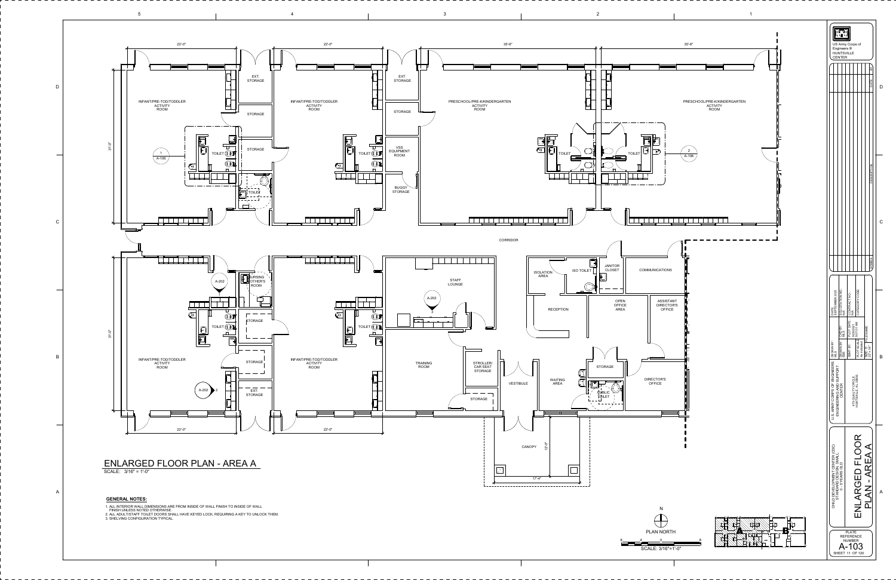# ENLARGED FLOOR PLAN - AREA A

SCALE: 3/16" = 1'-0"

INFANT/PRE-TOD/TODDLER ACTIVITY ROOM

EXT. STORAGE

STORAGE

STORAGE

TOILET

TOILET

INFANT/PRE-TOD/TODDLER ACTIVITY ROOM

EXT. STORAGE

STORAGE

VSS EQUIPMENT ROOM

BUGGY STORAGE

PRESCHOOL/PRE-K/KINDERGARTEN ACTIVITY ROOM

TOILET

TOILET

PRESCHOOL/PRE-K/KINDERGARTEN ACTIVITY ROOM

CORRIDOR

NURSING MOTHER'S ROOM

STORAGE

STORAGE

EXT. STORAGE

INFANT/PRE-TOD/TODDLER ACTIVITY ROOM

INFANT/PRE-TOD/TODDLER ACTIVITY ROOM

STAFF LOUNGE

TRAINING ROOM

STROLLER/ CAR SEAT STORAGE

STORAGE

VESTIBULE

ISOLATION AREA

ISO TOILET

JANITOR CLOSET

COMMUNICATIONS

RECEPTION

OPEN OFFICE AREA

ASSISTANT DIRECTOR'S OFFICE

WAITING AREA

STORAGE

PUBLIC TOILET

DIRECTOR'S OFFICE

CANOPY

22'-0" | 22'-0" | 35'-6" | 35'-6" | 31'-0" | 31'-0" | 12'-0" | 17'-4"

PLAN NORTH

SCALE: 3/16"=1'-0"

### GENERAL NOTES:

1. ALL INTERIOR WALL DIMENSIONS ARE FROM INSIDE OF WALL FINISH TO INSIDE OF WALL FINISH UNLESS NOTED OTHERWISE.
2. ALL ADULT/STAFF TOILET DOORS SHALL HAVE KEYED LOCK, REQUIRING A KEY TO UNLOCK THEM.
3. SHELVING CONFIGURATION TYPICAL.

US Army Corps of Engineers ® HUNTSVILLE CENTER

U.S. ARMY CORPS OF ENGINEERS ENGINEERING AND SUPPORT CENTER

4750 CORPORATE DRIVE HUNTSVILLE, AL 35805

CHILD DEVELOPMENT CENTER (CDC) STANDARD DESIGN, SMALL 6 - 5 YEARS OLD

ENLARGED FLOOR PLAN - AREA A

PLATE REFERENCE NUMBER A-103

SHEET 11 OF 120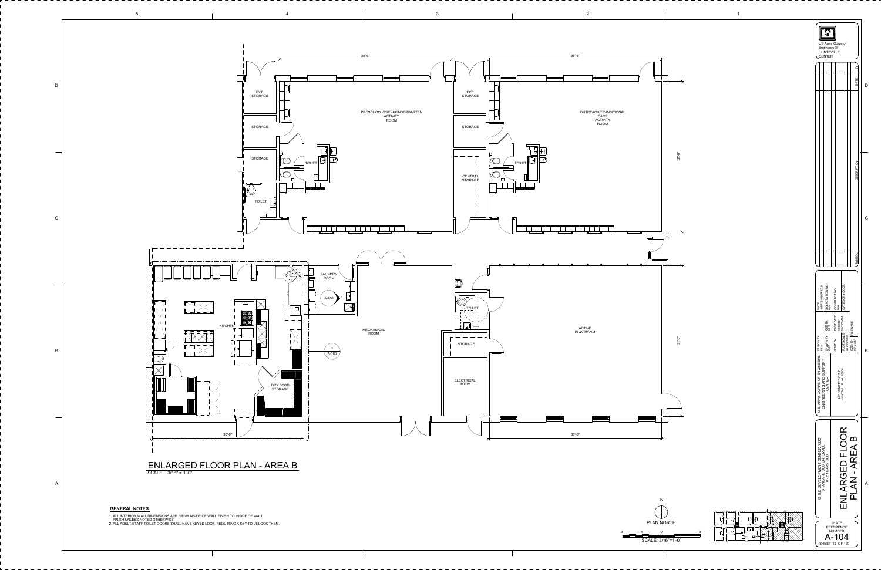# ENLARGED FLOOR PLAN - AREA B

SCALE: 3/16" = 1'-0"

EXT. STORAGE

STORAGE

STORAGE

TOILET

TOILET

PRESCHOOL/PRE-K/KINDERGARTEN ACTIVITY ROOM

35'-6"

EXT. STORAGE

STORAGE

CENTRAL STORAGE

TOILET

OUTREACH/TRANSITIONAL CARE ACTIVITY ROOM

35'-6"

31'-0"

KITCHEN

LAUNDRY ROOM

A-203

1 A-105

MECHANICAL ROOM

DRY FOOD STORAGE

30'-6"

TOILET

STORAGE

ELECTRICAL ROOM

ACTIVE PLAY ROOM

31'-0"

35'-6"

**GENERAL NOTES:**

1. ALL INTERIOR WALL DIMENSIONS ARE FROM INSIDE OF WALL FINISH TO INSIDE OF WALL FINISH UNLESS NOTED OTHERWISE.
2. ALL ADULT/STAFF TOILET DOORS SHALL HAVE KEYED LOCK, REQUIRING A KEY TO UNLOCK THEM.

N

PLAN NORTH

8 4 0 8

SCALE: 3/16"=1'-0"

US Army Corps of Engineers ® HUNTSVILLE CENTER

| SYMBOL | DESCRIPTION | DATE | BY |
|---|---|---|---|

| DESIGNED BY: | CKD BY: | DATE: SEPTEMBER 2021 |
|---|---|---|
| DRAWN BY: | PLOT DATE: | SOLICITATION NO.: N/A |
| SBMT BY: | PLOT SCALE: | CONTRACT NO.: N/A |
| SIZE: D | FILE NAME: | CATEGORY CODE: |

U.S. ARMY CORPS OF ENGINEERS ENGINEERING AND SUPPORT CENTER

4820 UNIVERSITY SQUARE HUNTSVILLE, AL 35816

CHILD DEVELOPMENT CENTER (CDC) STANDARD DESIGN, SMALL 6 - 5 YEARS OLD

ENLARGED FLOOR PLAN - AREA B

PLATE REFERENCE NUMBER

A-104

SHEET 12 OF 120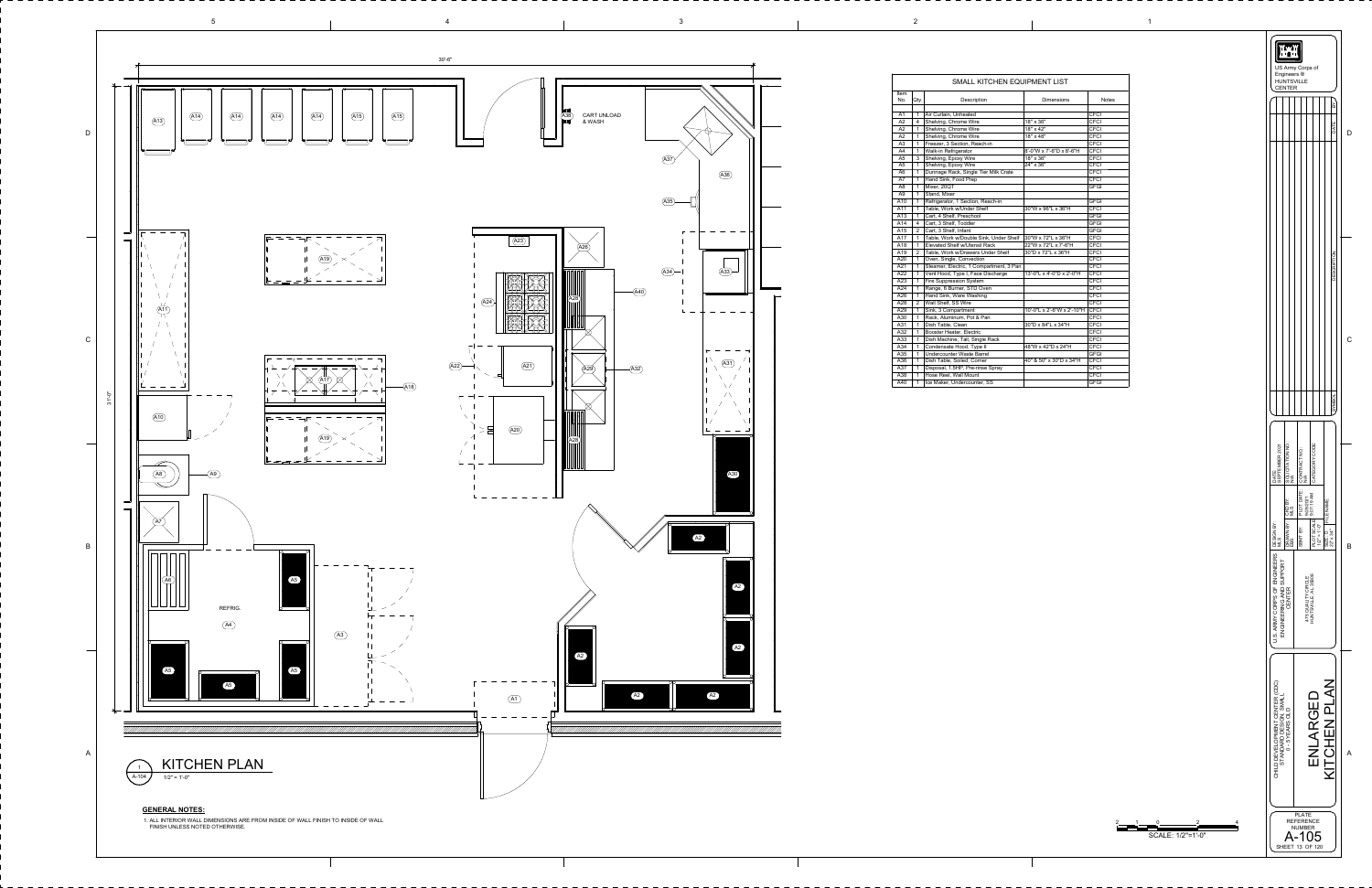## SMALL KITCHEN EQUIPMENT LIST

| Item No. | Qty. | Description | Dimensions | Notes |
|---|---|---|---|---|
| A1 | 1 | Air Curtain, Unheated | | CFCI |
| A2 | 4 | Shelving, Chrome Wire | 18" x 36" | CFCI |
| A2 | 1 | Shelving, Chrome Wire | 18" x 42" | CFCI |
| A2 | 1 | Shelving, Chrome Wire | 18" x 48" | CFCI |
| A3 | 1 | Freezer, 3 Section, Reach-in | | CFCI |
| A4 | 1 | Walk-in Refrigerator | 8'-0"W x 7'-8"D x 8'-6"H | CFCI |
| A5 | 3 | Shelving, Epoxy Wire | 18" x 36" | CFCI |
| A5 | 1 | Shelving, Epoxy Wire | 24" x 36" | CFCI |
| A6 | 1 | Dunnage Rack, Single Tier Milk Crate | | CFCI |
| A7 | 1 | Hand Sink, Food Prep | | CFCI |
| A8 | 1 | Mixer, 20QT | | GFGI |
| A9 | 1 | Stand, Mixer | | CFCI |
| A10 | 1 | Refrigerator, 1 Section, Reach-in | | GFGI |
| A11 | 1 | Table, Work w/Under Shelf | 30"W x 96"L x 36"H | CFCI |
| A13 | 1 | Cart, 4 Shelf, Preschool | | GFGI |
| A14 | 4 | Cart, 3 Shelf, Toddler | | GFGI |
| A15 | 2 | Cart, 3 Shelf, Infant | | GFGI |
| A17 | 1 | Table, Work w/Double Sink, Under Shelf | 30"W x 72"L x 36"H | CFCI |
| A18 | 1 | Elevated Shelf w/Utensil Rack | 22"W x 72"L x 7'-6"H | CFCI |
| A19 | 2 | Table, Work w/Drawers Under Shelf | 30"D x 72"L x 36"H | CFCI |
| A20 | 1 | Oven, Single, Convection | | CFCI |
| A21 | 1 | Steamer, Electric, 1 Compartment, 3 Pan | | CFCI |
| A22 | 1 | Vent Hood, Type I, Face Discharge | 13'-0"L x 4'-0"D x 2'-0"H | CFCI |
| A23 | 1 | Fire Suppression System | | CFCI |
| A24 | 1 | Range, 6 Burner, STD Oven | | CFCI |
| A26 | 1 | Hand Sink, Ware Washing | | CFCI |
| A28 | 2 | Wall Shelf, SS Wire | | CFCI |
| A29 | 1 | Sink, 3 Compartment | 10'-0"L x 2'-6"W x 2'-10"H | CFCI |
| A30 | 1 | Rack, Aluminum, Pot & Pan | | CFCI |
| A31 | 1 | Dish Table, Clean | 30"D x 84"L x 34"H | CFCI |
| A32 | 1 | Booster Heater, Electric | | CFCI |
| A33 | 1 | Dish Machine, Tall, Single Rack | | CFCI |
| A34 | 1 | Condensate Hood, Type II | 48"W x 42"D x 24"H | CFCI |
| A35 | 1 | Undercounter Waste Barrel | | GFGI |
| A36 | 1 | Dish Table, Soiled, Corner | 40" & 50" x 30"D x 34"H | CFCI |
| A37 | 1 | Disposal, 1.5HP, Pre-rinse Spray | | CFCI |
| A38 | 1 | Hose Reel, Wall Mount | | CFCI |
| A40 | 1 | Ice Maker, Undercounter, SS | | GFGI |

## KITCHEN PLAN

1/2" = 1'-0"

30'-8"

31'-0"

CART UNLOAD & WASH

REFRIG.

### GENERAL NOTES:

1. ALL INTERIOR WALL DIMENSIONS ARE FROM INSIDE OF WALL FINISH TO INSIDE OF WALL FINISH UNLESS NOTED OTHERWISE.

SCALE: 1/2"=1'-0"

US Army Corps of Engineers ®
HUNTSVILLE CENTER

U.S. ARMY CORPS OF ENGINEERS ENGINEERING AND SUPPORT CENTER
4820 UNIVERSITY SQUARE
HUNTSVILLE, AL 35816

DATE: SEPTEMBER 2021

CHILD DEVELOPMENT CENTER (CDC) STANDARD DESIGN SMALL 6 - 5 YEARS OLD

ENLARGED KITCHEN PLAN

PLATE REFERENCE NUMBER
A-105
SHEET 13 OF 120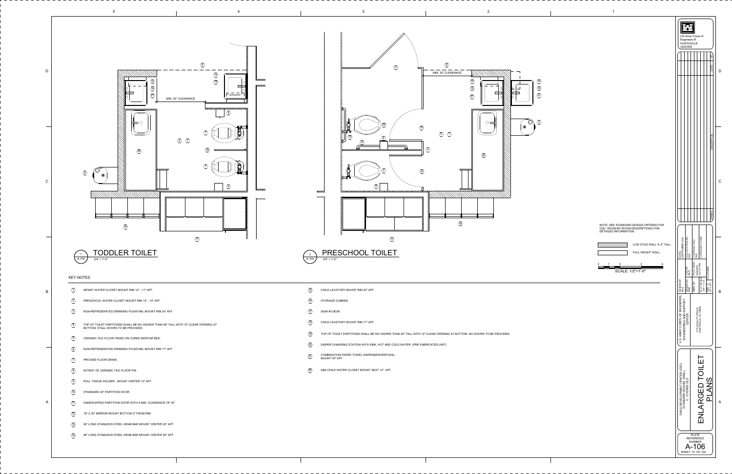## 1 TODDLER TOILET (A-103)

3/4" = 1'-0"

## 2 PRESCHOOL TOILET (A-103)

3/4" = 1'-0"

MIN. 33" CLEARANCE

NOTE: SEE STANDARD DESIGN CRITERIA FOR CDC, ROOM BY ROOM DESCRIPTIONS FOR DETAILED INFORMATION.

LOW STUD WALL 4'-2" TALL.

FULL HEIGHT WALL.

SCALE: 1/2"=1'-0"

### KEY NOTES

1. INFANT WATER CLOSET MOUNT RIM 10" - 11" AFF.
2. PRESCHOOL WATER CLOSET MOUNT RIM 13" - 14" AFF.
3. NON-REFRIGERATED DRINKING FOUNTAIN, MOUNT RIM 20" AFF.
4. TOP OF TOILET PARTITIONS SHALL BE NO HIGHER THAN 48" TALL WITH 12" CLEAR OPENING AT BOTTOM. STALL DOORS TO BE PROVIDED.
5. CERAMIC TILE FLOOR FINISH ON CURED MORTAR BED.
6. NON-REFRIGERATED DRINKING FOUNTAIN, MOUNT RIM 17" AFF.
7. PROVIDE FLOOR DRAIN.
8. EXTENT OF CERAMIC TILE FLOOR FIN.
9. ROLL TISSUE HOLDER. MOUNT CENTER 13" AFF.
10. STANDARD 24" PARTITION DOOR.
11. HANDICAPPED PARTITION DOOR WITH A MIN. CLEARANCE OF 32"
12. 18" X 30" MIRROR-MOUNT BOTTOM 3" FROM RIM.
13. 24" LONG STAINLESS STEEL GRAB BAR MOUNT CENTER 20" AFF.
14. 36" LONG STAINLESS STEEL GRAB BAR MOUNT CENTER 20" AFF.
15. CHILD LAVATORY MOUNT RIM 20" AFF.
16. STORAGE CUBBIES
17. SIGN-IN DESK
18. CHILD LAVATORY MOUNT RIM 17" AFF.
19. TOP OF TOILET PARTITIONS SHALL BE NO HIGHER THAN 42" TALL WITH 12" CLEAR OPENING AT BOTTOM. NO DOORS TO BE PROVIDED.
20. DIAPER CHANGING STATION WITH SINK, HOT AND COLD WATER. (PRE-FABRICATED UNIT)
21. COMBINATION PAPER TOWEL DISPENSER/DISPOSAL. MOUNT 40" AFF.
22. ABA CHILD WATER CLOSET MOUNT SEAT 12" AFF.

US Army Corps of Engineers® HUNTSVILLE CENTER

U.S. ARMY CORPS OF ENGINEERS ENGINEERING AND SUPPORT CENTER

4820 UNIVERSITY SQUARE
HUNTSVILLE, AL 35816

DATE: SEPTEMBER 2001

CHILD DEVELOPMENT CENTER (CDC) STANDARD DESIGN, SMALL 6 - 5 YEARS OLD

# ENLARGED TOILET PLANS

PLATE REFERENCE NUMBER

A-106

SHEET 14 OF 120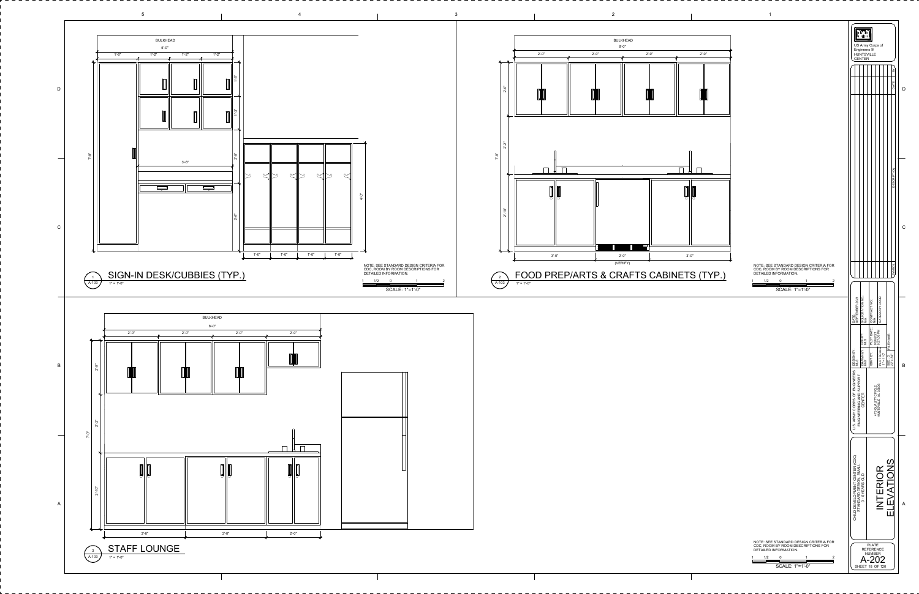## 1 SIGN-IN DESK/CUBBIES (TYP.)

A-103

1" = 1'-0"

BULKHEAD

5'-0"

1'-6" | 1'-2" | 1'-2" | 1'-2"

1'-3" | 1'-3" | 2'-0" | 2'-6"

7'-0"

3'-6"

4'-0"

1'-0" | 1'-0" | 1'-0" | 1'-0"

NOTE: SEE STANDARD DESIGN CRITERIA FOR CDC, ROOM BY ROOM DESCRIPTIONS FOR DETAILED INFORMATION.

SCALE: 1"=1'-0"

## 2 FOOD PREP/ARTS & CRAFTS CABINETS (TYP.)

A-103

1" = 1'-0"

BULKHEAD

8'-0"

2'-0" | 2'-0" | 2'-0" | 2'-0"

2'-0" | 2'-2" | 2'-10"

7'-0"

3'-0" | 2'-0" (VERIFY) | 3'-0"

NOTE: SEE STANDARD DESIGN CRITERIA FOR CDC, ROOM BY ROOM DESCRIPTIONS FOR DETAILED INFORMATION.

SCALE: 1"=1'-0"

## 3 STAFF LOUNGE

A-103

1" = 1'-0"

BULKHEAD

8'-0"

2'-0" | 2'-0" | 2'-0" | 2'-0"

2'-0" | 2'-2" | 2'-10"

7'-0"

3'-0" | 3'-0" | 2'-0"

NOTE: SEE STANDARD DESIGN CRITERIA FOR CDC, ROOM BY ROOM DESCRIPTIONS FOR DETAILED INFORMATION.

SCALE: 1"=1'-0"

---

US Army Corps of Engineers ® HUNTSVILLE CENTER

SYMBOL | DESCRIPTION | DATE | APP

DATE: SEPTEMBER 2008
SOLICITATION NO.: N/A
CONTRACT NO.: N/A
CATEGORY CODE:

DESIGN BY: N/A
DRAWN BY: N/A
CKD BY: N/A
SBMT BY:
PLOT DATE: 9/26/2008 5:27:55 PM
PLOT SCALE: 1" = 1'-0"
FILE NAME:
SIZE: D 22" x 34"

U.S. ARMY CORPS OF ENGINEERS ENGINEERING AND SUPPORT CENTER
4820 UNIVERSITY SQUARE HUNTSVILLE, AL 35816

CHILD DEVELOPMENT CENTER (CDC) STANDARD DESIGN SMALL 6 - 5 YEARS OLD

# INTERIOR ELEVATIONS

PLATE REFERENCE NUMBER
A-202
SHEET 18 OF 120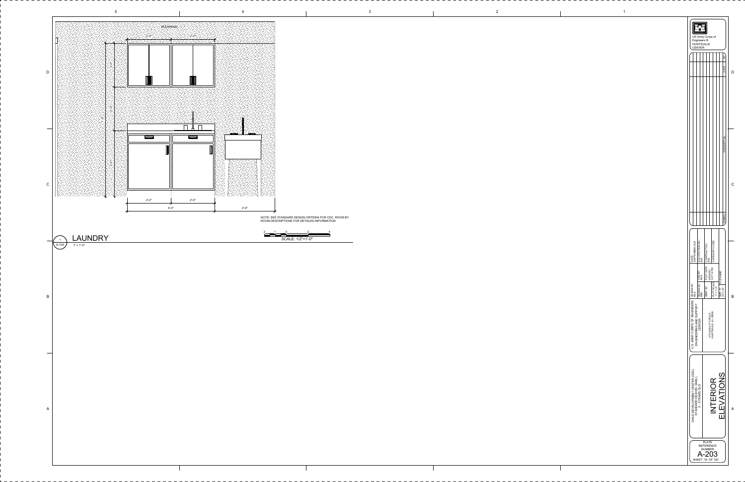BULKHEAD

2'-0" 2'-0"

2'-0" 2'-0"

4'-0"

2'-9"

NOTE: SEE STANDARD DESIGN CRITERIA FOR CDC, ROOM BY ROOM DESCRIPTIONS FOR DETAILED INFORMATION.

SCALE: 1/2"=1'-0"

## 1 LAUNDRY

A-104 1" = 1'-0"

US Army Corps of Engineers ® HUNTSVILLE CENTER

| SYMBOL | DESCRIPTION | DATE | BY |
|---|---|---|---|

DATE: SEPTEMBER 2021

SOLICITATION NO.: N/A

CONTRACT NO.: N/A

CATEGORY CODE:

DESIGN BY: MLS

DRAWN BY: BBB

CKD BY: MLS

SBMT BY:

PLOT DATE: 9/28/2021 5:27:14 PM

PLOT SCALE: 1" = 1'-0"

SIZE: D 22" X 34"

FILE NAME:

U.S. ARMY CORPS OF ENGINEERS ENGINEERING AND SUPPORT CENTER

475 QUALITY CIRCLE HUNTSVILLE, AL 35806

CHILD DEVELOPMENT CENTER (CDC) STANDARD DESIGN SMALL 0 - 5 YEARS OLD

# INTERIOR ELEVATIONS

PLATE REFERENCE NUMBER

A-203

SHEET 19 OF 120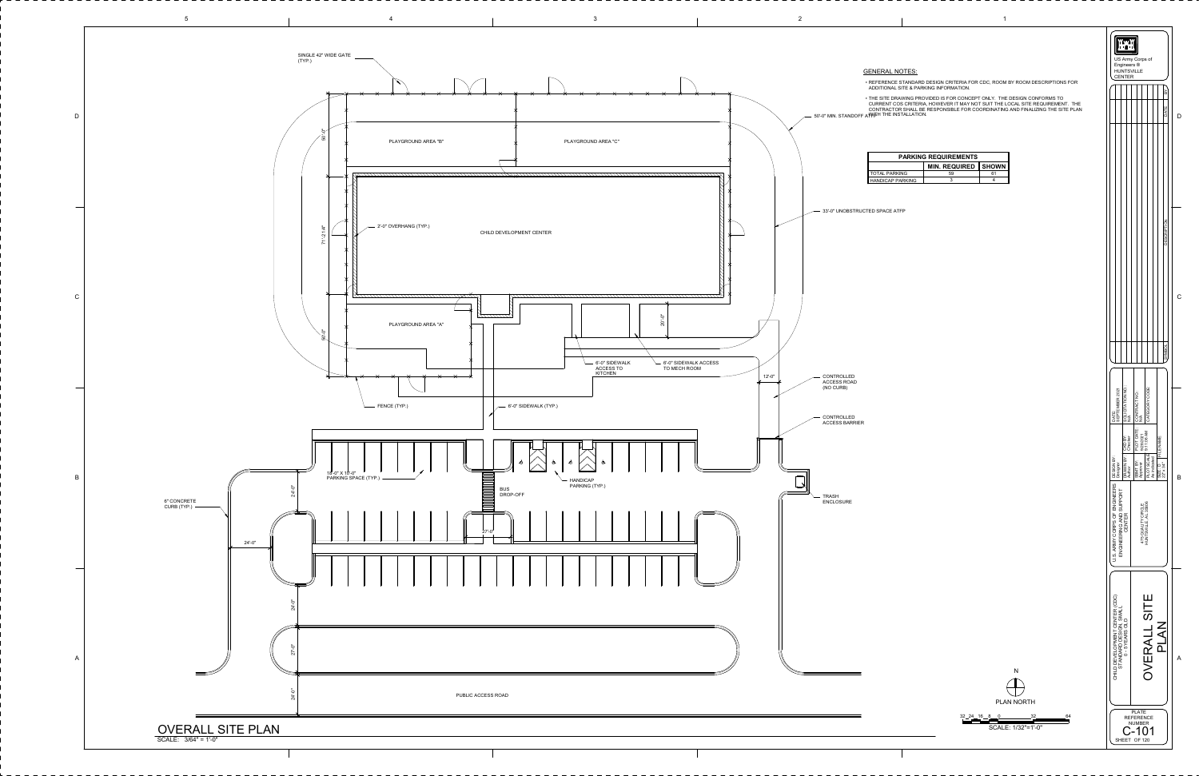## GENERAL NOTES:

- REFERENCE STANDARD DESIGN CRITERIA FOR CDC, ROOM BY ROOM DESCRIPTIONS FOR ADDITIONAL SITE & PARKING INFORMATION.
- THE SITE DRAWING PROVIDED IS FOR CONCEPT ONLY. THE DESIGN CONFORMS TO CURRENT COS CRITERIA, HOWEVER IT MAY NOT SUIT THE LOCAL SITE REQUIREMENT. THE CONTRACTOR SHALL BE RESPONSIBLE FOR COORDINATING AND FINALIZING THE SITE PLAN WITH THE INSTALLATION.

| PARKING REQUIREMENTS | | |
|---|---|---|
| | MIN. REQUIRED | SHOWN |
| TOTAL PARKING | 59 | 61 |
| HANDICAP PARKING | 3 | 4 |

SINGLE 42" WIDE GATE (TYP.)

PLAYGROUND AREA "B"

PLAYGROUND AREA "C"

50'-0" MIN. STANDOFF ATFP

2'-0" OVERHANG (TYP.)

CHILD DEVELOPMENT CENTER

33'-0" UNOBSTRUCTED SPACE ATFP

PLAYGROUND AREA "A"

6'-0" SIDEWALK ACCESS TO KITCHEN

6'-0" SIDEWALK ACCESS TO MECH ROOM

CONTROLLED ACCESS ROAD (NO CURB)

FENCE (TYP.)

6'-0" SIDEWALK (TYP.)

CONTROLLED ACCESS BARRIER

10'-0" X 18'-0" PARKING SPACE (TYP.)

HANDICAP PARKING (TYP.)

6" CONCRETE CURB (TYP.)

BUS DROP-OFF

TRASH ENCLOSURE

PUBLIC ACCESS ROAD

50'-0" 71'-2 1/4" 50'-0" 20'-0" 12'-0" 24'-0" 24'-0" 27'-0" 24'-0" 27'-0" 24'-0"

N
PLAN NORTH

32 24 16 8 0 32 64
SCALE: 1/32"=1'-0"

# OVERALL SITE PLAN

SCALE: 3/64" = 1'-0"

US Army Corps of Engineers ® HUNTSVILLE CENTER

SYMBOL | DESCRIPTION | DATE | BY

DESIGN BY: Designer | DWN BY: Checker | DATE: SEPTEMBER 2021
DRAWN BY: Author | PLOT DATE: 10/23/21 9:11:05 AM | SOLICITATION NO.: N/A
SBMT BY: Approver | PLOT SCALE: As indicated | CONTRACT NO.: N/A
SIZE: D 22" x 34" | FILE NAME: | CATEGORY CODE:

U.S. ARMY CORPS OF ENGINEERS ENGINEERING AND SUPPORT CENTER

475 QUALITY CIRCLE HUNTSVILLE, AL 35806

CHILD DEVELOPMENT CENTER (CDC) STANDARD DESIGN SMALL 6 - 5 YEARS OLD

OVERALL SITE PLAN

PLATE REFERENCE NUMBER

C-101

SHEET OF 120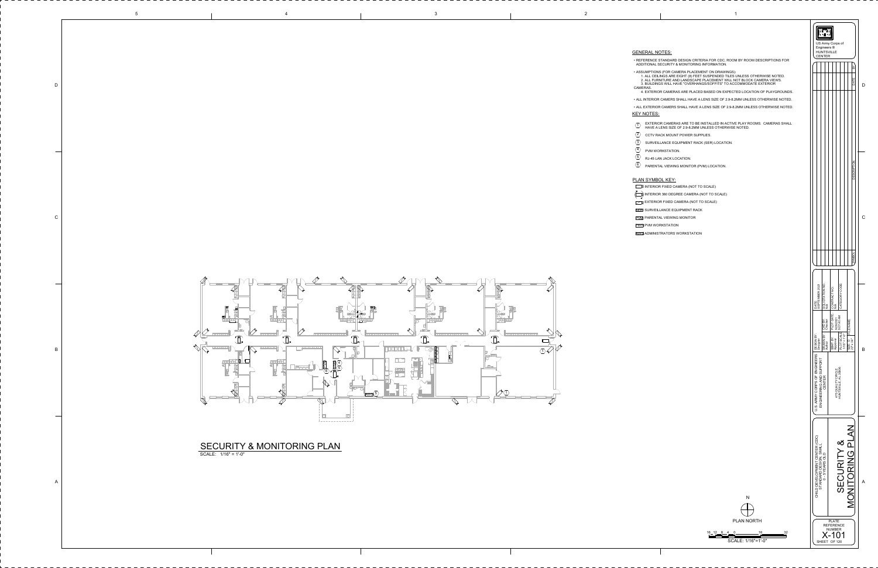## GENERAL NOTES:

- REFERENCE STANDARD DESIGN CRITERIA FOR CDC, ROOM BY ROOM DESCRIPTIONS FOR ADDITIONAL SECURITY & MONITORING INFORMATION.
- ASSUMPTIONS (FOR CAMERA PLACEMENT ON DRAWINGS):
  1. ALL CEILINGS ARE EIGHT (8) FEET SUSPENDED TILES UNLESS OTHERWISE NOTED.
  2. ALL FURNITURE AND LANDSCAPE PLACEMENT WILL NOT BLOCK CAMERA VIEWS.
  3. BUILDINGS WILL HAVE "OVERHANGS/SOFFITS" TO ACCOMMODATE EXTERIOR CAMERAS.
  4. EXTERIOR CAMERAS ARE PLACED BASED ON EXPECTED LOCATION OF PLAYGROUNDS.
- ALL INTERIOR CAMERS SHALL HAVE A LENS SIZE OF 2.9-8.2MM UNLESS OTHERWISE NOTED.
- ALL EXTERIOR CAMERS SHALL HAVE A LENS SIZE OF 2.9-8.2MM UNLESS OTHERWISE NOTED.

## KEY NOTES:

1. EXTERIOR CAMERAS ARE TO BE INSTALLED IN ACTIVE PLAY ROOMS. CAMERAS SHALL HAVE A LENS SIZE OF 2.9-8.2MM UNLESS OTHERWISE NOTED.
2. CCTV RACK MOUNT POWER SUPPLIES.
3. SURVEILLANCE EQUIPMENT RACK (SER) LOCATION.
4. PVM WORKSTATION.
5. RJ-45 LAN JACK LOCATION.
6. PARENTAL VIEWING MONITOR (PVM) LOCATION.

## PLAN SYMBOL KEY:

- INTERIOR FIXED CAMERA (NOT TO SCALE)
- INTERIOR 360 DEGREE CAMERA (NOT TO SCALE)
- EXTERIOR FIXED CAMERA (NOT TO SCALE)
- SER SURVEILLANCE EQUIPMENT RACK
- PVM PARENTAL VIEWING MONITOR
- PVM WORKSTATION
- ADMINISTRATORS WORKSTATION

# SECURITY & MONITORING PLAN

SCALE: 1/16" = 1'-0"

N

PLAN NORTH

16 12 8 4 0 16 32

SCALE: 1/16"=1'-0"

US Army Corps of Engineers®
HUNTSVILLE CENTER

U.S. ARMY CORPS OF ENGINEERS
ENGINEERING AND SUPPORT CENTER
4820 UNIVERSITY SQUARE
HUNTSVILLE, AL 35816

DATE: SEPTEMBER 2021
SOLICITATION NO.: N/A
CONTRACT NO.: N/A
CATEGORY CODE:
DESIGN BY: Designer
DRAWN BY: Author
SBMT BY: Approver
PLOT SCALE: 1/16" = 1'-0"
SIZE: D 22" x 34"
CKD BY: Checker
PLOT DATE: 9/21/2021 10:17:40 AM
FILE NAME:

CHILD DEVELOPMENT CENTER (CDC)
STANDARD DESIGN SMALL
6 - 5 YEARS OLD

SECURITY & MONITORING PLAN

PLATE REFERENCE NUMBER
X-101
SHEET OF 120